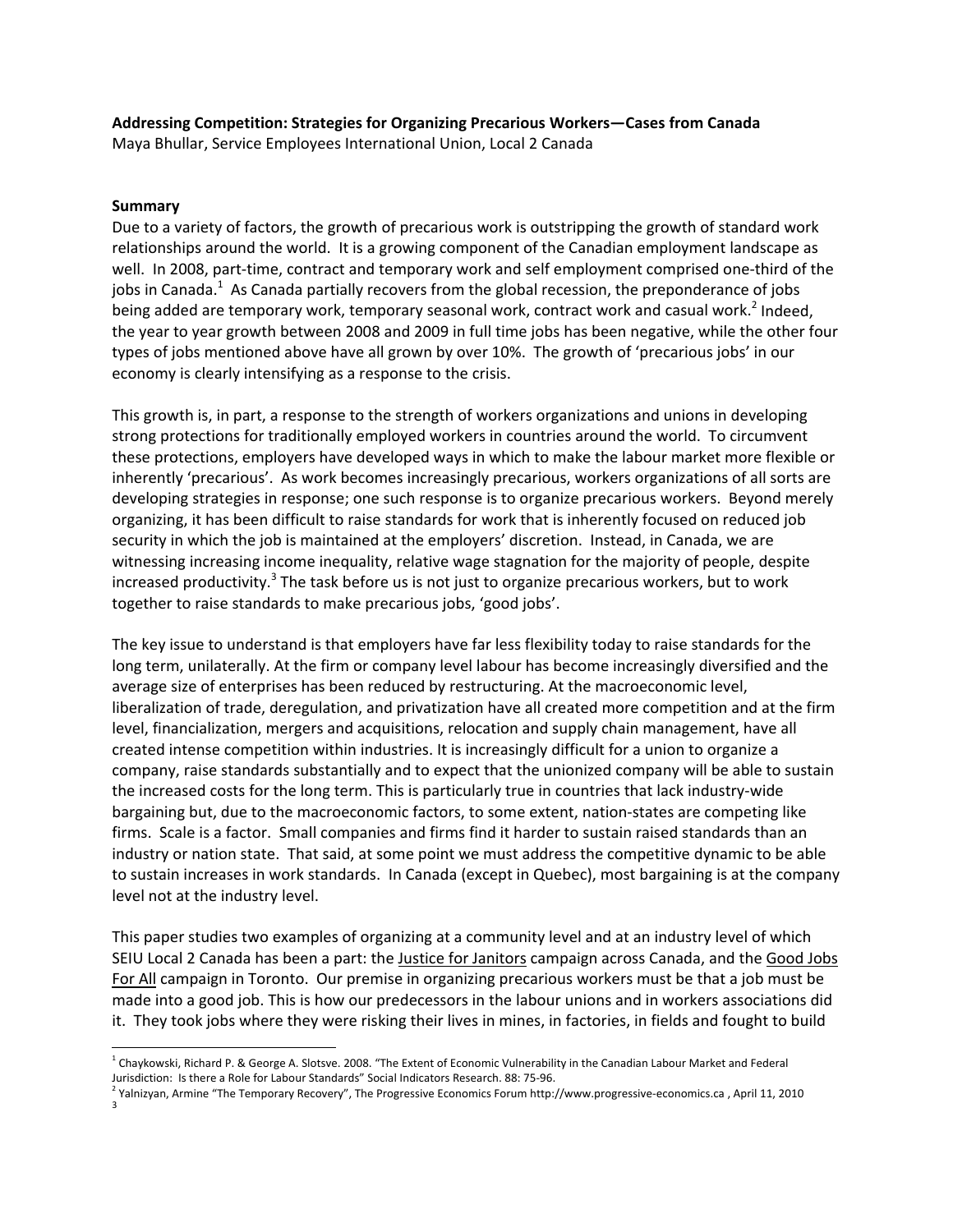**Addressing Competition: Strategies for Organizing Precarious Workers—Cases from Canada**
Maya Bhullar, Service Employees International Union, Local 2 Canada

**Summary**

Due to a variety of factors, the growth of precarious work is outstripping the growth of standard work relationships around the world. It is a growing component of the Canadian employment landscape as well. In 2008, part-time, contract and temporary work and self employment comprised one-third of the jobs in Canada.[1] As Canada partially recovers from the global recession, the preponderance of jobs being added are temporary work, temporary seasonal work, contract work and casual work.[2] Indeed, the year to year growth between 2008 and 2009 in full time jobs has been negative, while the other four types of jobs mentioned above have all grown by over 10%. The growth of 'precarious jobs' in our economy is clearly intensifying as a response to the crisis.

This growth is, in part, a response to the strength of workers organizations and unions in developing strong protections for traditionally employed workers in countries around the world. To circumvent these protections, employers have developed ways in which to make the labour market more flexible or inherently 'precarious'. As work becomes increasingly precarious, workers organizations of all sorts are developing strategies in response; one such response is to organize precarious workers. Beyond merely organizing, it has been difficult to raise standards for work that is inherently focused on reduced job security in which the job is maintained at the employers' discretion. Instead, in Canada, we are witnessing increasing income inequality, relative wage stagnation for the majority of people, despite increased productivity.[3] The task before us is not just to organize precarious workers, but to work together to raise standards to make precarious jobs, 'good jobs'.

The key issue to understand is that employers have far less flexibility today to raise standards for the long term, unilaterally. At the firm or company level labour has become increasingly diversified and the average size of enterprises has been reduced by restructuring. At the macroeconomic level, liberalization of trade, deregulation, and privatization have all created more competition and at the firm level, financialization, mergers and acquisitions, relocation and supply chain management, have all created intense competition within industries. It is increasingly difficult for a union to organize a company, raise standards substantially and to expect that the unionized company will be able to sustain the increased costs for the long term. This is particularly true in countries that lack industry-wide bargaining but, due to the macroeconomic factors, to some extent, nation-states are competing like firms. Scale is a factor. Small companies and firms find it harder to sustain raised standards than an industry or nation state. That said, at some point we must address the competitive dynamic to be able to sustain increases in work standards. In Canada (except in Quebec), most bargaining is at the company level not at the industry level.

This paper studies two examples of organizing at a community level and at an industry level of which SEIU Local 2 Canada has been a part: the Justice for Janitors campaign across Canada, and the Good Jobs For All campaign in Toronto. Our premise in organizing precarious workers must be that a job must be made into a good job. This is how our predecessors in the labour unions and in workers associations did it. They took jobs where they were risking their lives in mines, in factories, in fields and fought to build

---

[1] Chaykowski, Richard P. & George A. Slotsve. 2008. "The Extent of Economic Vulnerability in the Canadian Labour Market and Federal Jurisdiction: Is there a Role for Labour Standards" Social Indicators Research. 88: 75-96.

[2] Yalnizyan, Armine "The Temporary Recovery", The Progressive Economics Forum http://www.progressive-economics.ca , April 11, 2010

[3]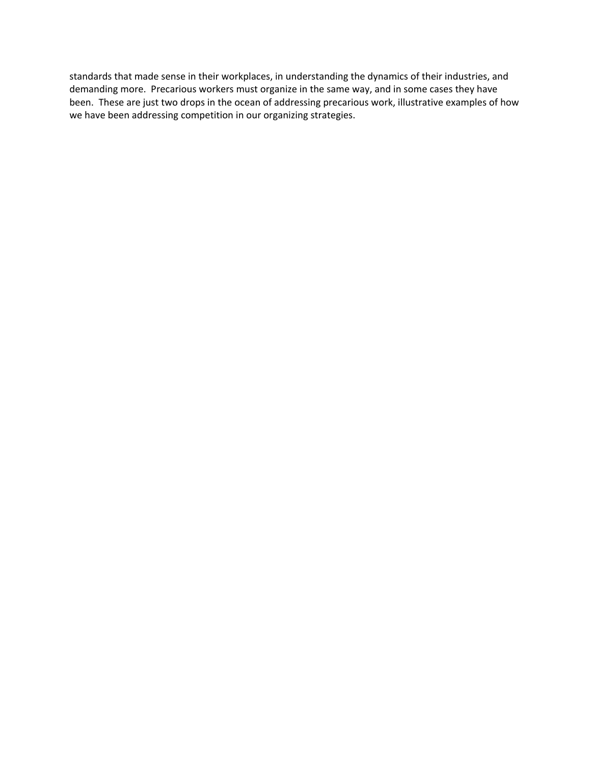standards that made sense in their workplaces, in understanding the dynamics of their industries, and demanding more. Precarious workers must organize in the same way, and in some cases they have been. These are just two drops in the ocean of addressing precarious work, illustrative examples of how we have been addressing competition in our organizing strategies.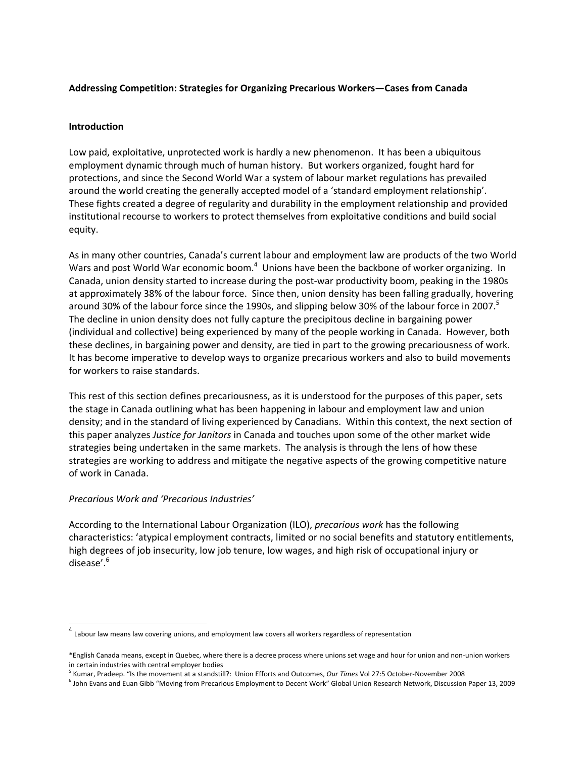**Addressing Competition: Strategies for Organizing Precarious Workers—Cases from Canada**

**Introduction**

Low paid, exploitative, unprotected work is hardly a new phenomenon. It has been a ubiquitous employment dynamic through much of human history. But workers organized, fought hard for protections, and since the Second World War a system of labour market regulations has prevailed around the world creating the generally accepted model of a 'standard employment relationship'. These fights created a degree of regularity and durability in the employment relationship and provided institutional recourse to workers to protect themselves from exploitative conditions and build social equity.

As in many other countries, Canada's current labour and employment law are products of the two World Wars and post World War economic boom.[4] Unions have been the backbone of worker organizing. In Canada, union density started to increase during the post-war productivity boom, peaking in the 1980s at approximately 38% of the labour force. Since then, union density has been falling gradually, hovering around 30% of the labour force since the 1990s, and slipping below 30% of the labour force in 2007.[5] The decline in union density does not fully capture the precipitous decline in bargaining power (individual and collective) being experienced by many of the people working in Canada. However, both these declines, in bargaining power and density, are tied in part to the growing precariousness of work. It has become imperative to develop ways to organize precarious workers and also to build movements for workers to raise standards.

This rest of this section defines precariousness, as it is understood for the purposes of this paper, sets the stage in Canada outlining what has been happening in labour and employment law and union density; and in the standard of living experienced by Canadians. Within this context, the next section of this paper analyzes *Justice for Janitors* in Canada and touches upon some of the other market wide strategies being undertaken in the same markets. The analysis is through the lens of how these strategies are working to address and mitigate the negative aspects of the growing competitive nature of work in Canada.

*Precarious Work and 'Precarious Industries'*

According to the International Labour Organization (ILO), *precarious work* has the following characteristics: 'atypical employment contracts, limited or no social benefits and statutory entitlements, high degrees of job insecurity, low job tenure, low wages, and high risk of occupational injury or disease'.[6]

---

[4] Labour law means law covering unions, and employment law covers all workers regardless of representation

*English Canada means, except in Quebec, where there is a decree process where unions set wage and hour for union and non-union workers in certain industries with central employer bodies

[5] Kumar, Pradeep. "Is the movement at a standstill?: Union Efforts and Outcomes, *Our Times* Vol 27:5 October-November 2008

[6] John Evans and Euan Gibb "Moving from Precarious Employment to Decent Work" Global Union Research Network, Discussion Paper 13, 2009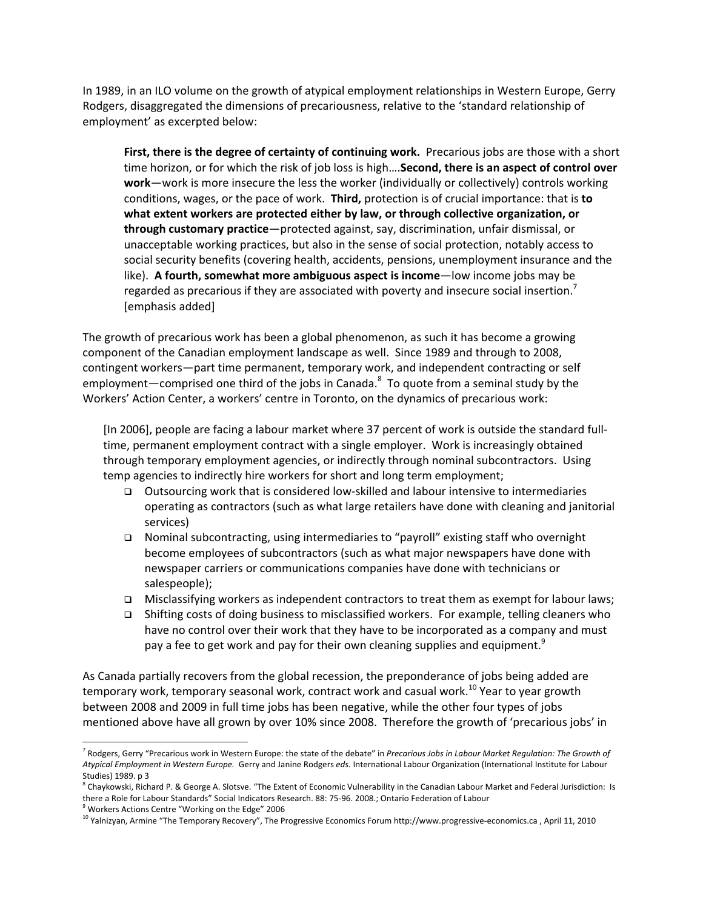In 1989, in an ILO volume on the growth of atypical employment relationships in Western Europe, Gerry Rodgers, disaggregated the dimensions of precariousness, relative to the 'standard relationship of employment' as excerpted below:

> **First, there is the degree of certainty of continuing work.** Precarious jobs are those with a short time horizon, or for which the risk of job loss is high….**Second, there is an aspect of control over work**—work is more insecure the less the worker (individually or collectively) controls working conditions, wages, or the pace of work. **Third,** protection is of crucial importance: that is **to what extent workers are protected either by law, or through collective organization, or through customary practice**—protected against, say, discrimination, unfair dismissal, or unacceptable working practices, but also in the sense of social protection, notably access to social security benefits (covering health, accidents, pensions, unemployment insurance and the like). **A fourth, somewhat more ambiguous aspect is income**—low income jobs may be regarded as precarious if they are associated with poverty and insecure social insertion.[7] [emphasis added]

The growth of precarious work has been a global phenomenon, as such it has become a growing component of the Canadian employment landscape as well. Since 1989 and through to 2008, contingent workers—part time permanent, temporary work, and independent contracting or self employment—comprised one third of the jobs in Canada.[8] To quote from a seminal study by the Workers' Action Center, a workers' centre in Toronto, on the dynamics of precarious work:

> [In 2006], people are facing a labour market where 37 percent of work is outside the standard full-time, permanent employment contract with a single employer. Work is increasingly obtained through temporary employment agencies, or indirectly through nominal subcontractors. Using temp agencies to indirectly hire workers for short and long term employment;
>
> - Outsourcing work that is considered low-skilled and labour intensive to intermediaries operating as contractors (such as what large retailers have done with cleaning and janitorial services)
> - Nominal subcontracting, using intermediaries to "payroll" existing staff who overnight become employees of subcontractors (such as what major newspapers have done with newspaper carriers or communications companies have done with technicians or salespeople);
> - Misclassifying workers as independent contractors to treat them as exempt for labour laws;
> - Shifting costs of doing business to misclassified workers. For example, telling cleaners who have no control over their work that they have to be incorporated as a company and must pay a fee to get work and pay for their own cleaning supplies and equipment.[9]

As Canada partially recovers from the global recession, the preponderance of jobs being added are temporary work, temporary seasonal work, contract work and casual work.[10] Year to year growth between 2008 and 2009 in full time jobs has been negative, while the other four types of jobs mentioned above have all grown by over 10% since 2008. Therefore the growth of 'precarious jobs' in

---

[7] Rodgers, Gerry "Precarious work in Western Europe: the state of the debate" in *Precarious Jobs in Labour Market Regulation: The Growth of Atypical Employment in Western Europe.* Gerry and Janine Rodgers *eds.* International Labour Organization (International Institute for Labour Studies) 1989. p 3

[8] Chaykowski, Richard P. & George A. Slotsve. "The Extent of Economic Vulnerability in the Canadian Labour Market and Federal Jurisdiction: Is there a Role for Labour Standards" Social Indicators Research. 88: 75-96. 2008.; Ontario Federation of Labour

[9] Workers Actions Centre "Working on the Edge" 2006

[10] Yalnizyan, Armine "The Temporary Recovery", The Progressive Economics Forum http://www.progressive-economics.ca , April 11, 2010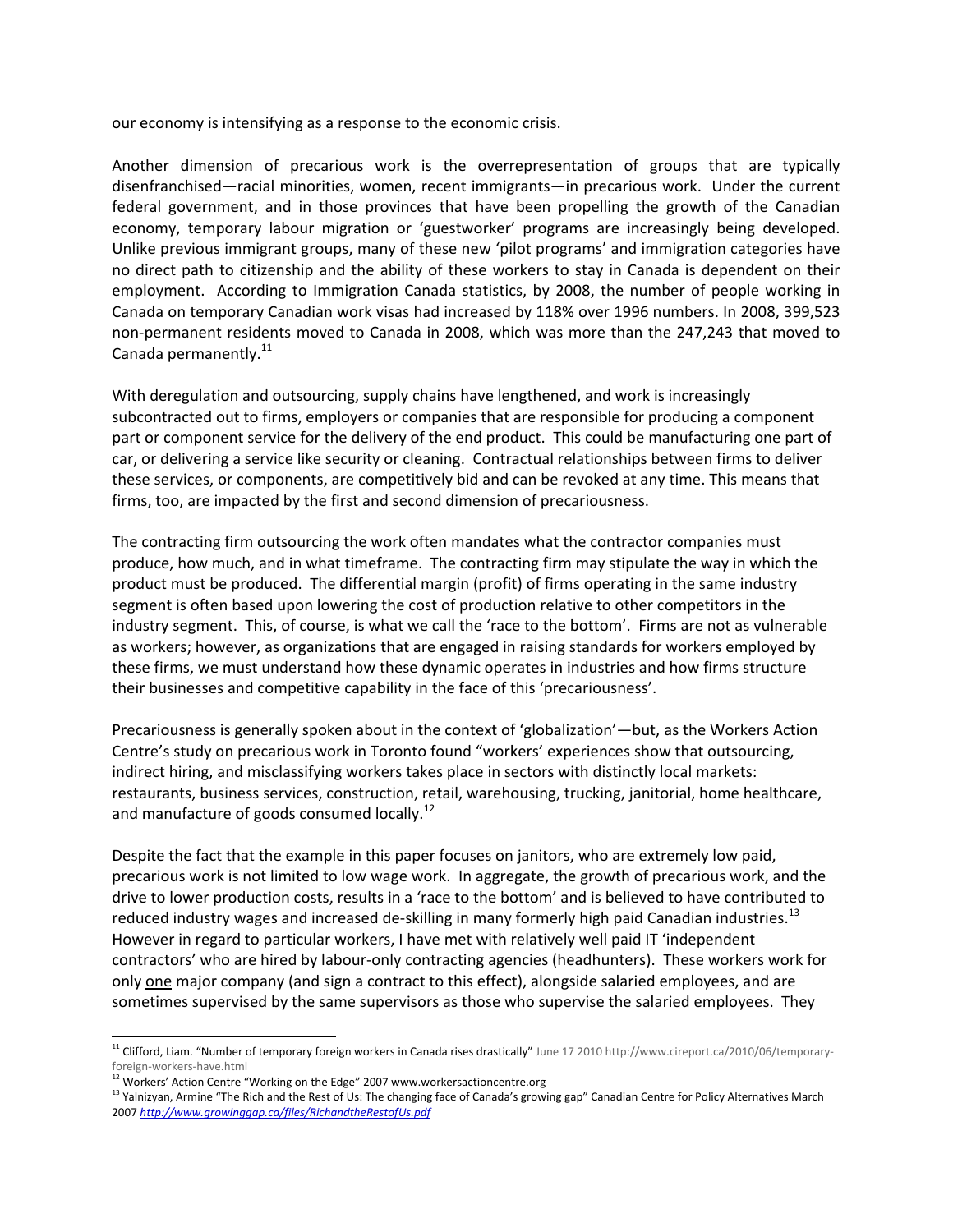our economy is intensifying as a response to the economic crisis.

Another dimension of precarious work is the overrepresentation of groups that are typically disenfranchised—racial minorities, women, recent immigrants—in precarious work. Under the current federal government, and in those provinces that have been propelling the growth of the Canadian economy, temporary labour migration or 'guestworker' programs are increasingly being developed. Unlike previous immigrant groups, many of these new 'pilot programs' and immigration categories have no direct path to citizenship and the ability of these workers to stay in Canada is dependent on their employment. According to Immigration Canada statistics, by 2008, the number of people working in Canada on temporary Canadian work visas had increased by 118% over 1996 numbers. In 2008, 399,523 non-permanent residents moved to Canada in 2008, which was more than the 247,243 that moved to Canada permanently.[11]

With deregulation and outsourcing, supply chains have lengthened, and work is increasingly subcontracted out to firms, employers or companies that are responsible for producing a component part or component service for the delivery of the end product. This could be manufacturing one part of car, or delivering a service like security or cleaning. Contractual relationships between firms to deliver these services, or components, are competitively bid and can be revoked at any time. This means that firms, too, are impacted by the first and second dimension of precariousness.

The contracting firm outsourcing the work often mandates what the contractor companies must produce, how much, and in what timeframe. The contracting firm may stipulate the way in which the product must be produced. The differential margin (profit) of firms operating in the same industry segment is often based upon lowering the cost of production relative to other competitors in the industry segment. This, of course, is what we call the 'race to the bottom'. Firms are not as vulnerable as workers; however, as organizations that are engaged in raising standards for workers employed by these firms, we must understand how these dynamic operates in industries and how firms structure their businesses and competitive capability in the face of this 'precariousness'.

Precariousness is generally spoken about in the context of 'globalization'—but, as the Workers Action Centre's study on precarious work in Toronto found "workers' experiences show that outsourcing, indirect hiring, and misclassifying workers takes place in sectors with distinctly local markets: restaurants, business services, construction, retail, warehousing, trucking, janitorial, home healthcare, and manufacture of goods consumed locally.[12]

Despite the fact that the example in this paper focuses on janitors, who are extremely low paid, precarious work is not limited to low wage work. In aggregate, the growth of precarious work, and the drive to lower production costs, results in a 'race to the bottom' and is believed to have contributed to reduced industry wages and increased de-skilling in many formerly high paid Canadian industries.[13] However in regard to particular workers, I have met with relatively well paid IT 'independent contractors' who are hired by labour-only contracting agencies (headhunters). These workers work for only <u>one</u> major company (and sign a contract to this effect), alongside salaried employees, and are sometimes supervised by the same supervisors as those who supervise the salaried employees. They

---

[11] Clifford, Liam. "Number of temporary foreign workers in Canada rises drastically" June 17 2010 http://www.cireport.ca/2010/06/temporary-foreign-workers-have.html

[12] Workers' Action Centre "Working on the Edge" 2007 www.workersactioncentre.org

[13] Yalnizyan, Armine "The Rich and the Rest of Us: The changing face of Canada's growing gap" Canadian Centre for Policy Alternatives March 2007 *http://www.growinggap.ca/files/RichandtheRestofUs.pdf*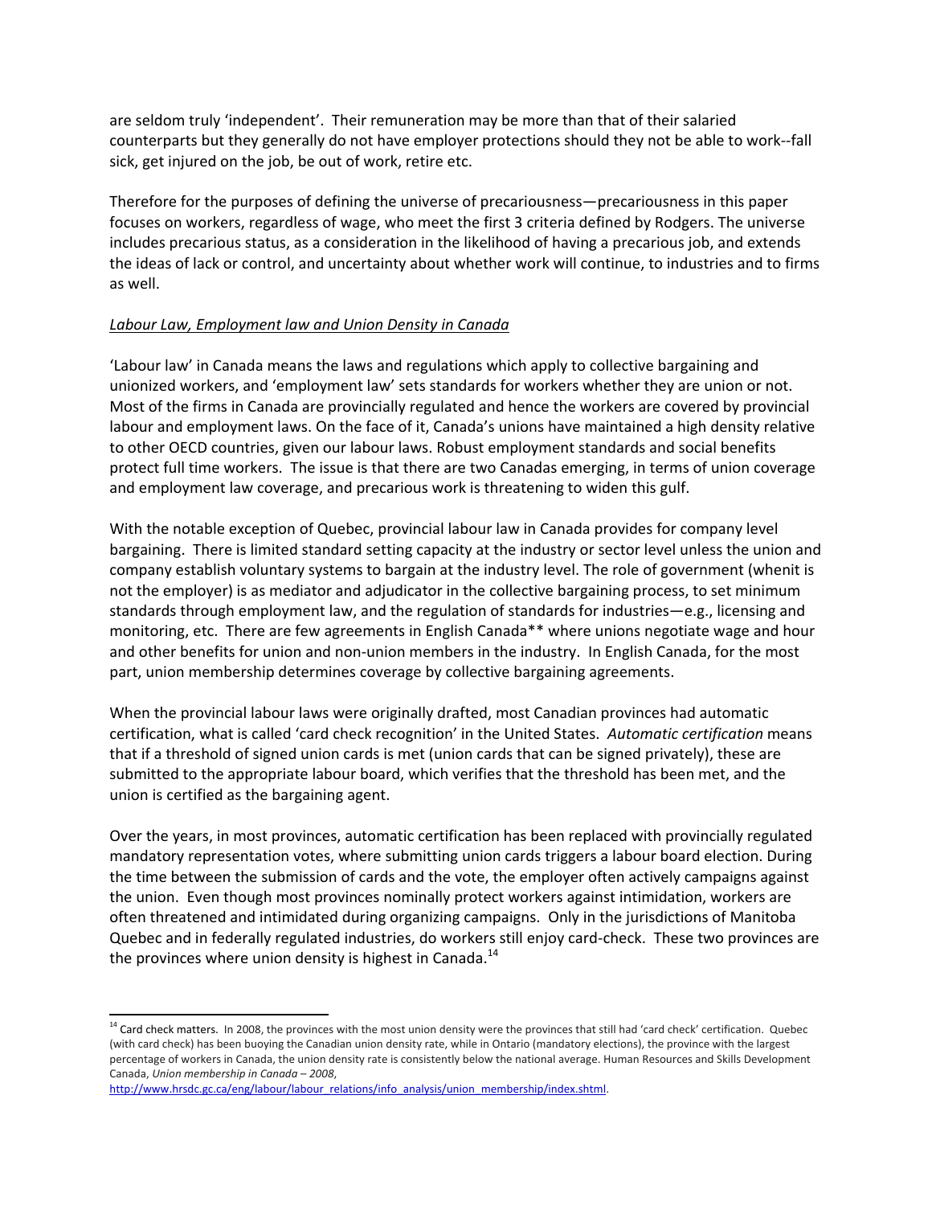are seldom truly 'independent'. Their remuneration may be more than that of their salaried counterparts but they generally do not have employer protections should they not be able to work--fall sick, get injured on the job, be out of work, retire etc.

Therefore for the purposes of defining the universe of precariousness—precariousness in this paper focuses on workers, regardless of wage, who meet the first 3 criteria defined by Rodgers. The universe includes precarious status, as a consideration in the likelihood of having a precarious job, and extends the ideas of lack or control, and uncertainty about whether work will continue, to industries and to firms as well.

*Labour Law, Employment law and Union Density in Canada*

'Labour law' in Canada means the laws and regulations which apply to collective bargaining and unionized workers, and 'employment law' sets standards for workers whether they are union or not. Most of the firms in Canada are provincially regulated and hence the workers are covered by provincial labour and employment laws. On the face of it, Canada's unions have maintained a high density relative to other OECD countries, given our labour laws. Robust employment standards and social benefits protect full time workers. The issue is that there are two Canadas emerging, in terms of union coverage and employment law coverage, and precarious work is threatening to widen this gulf.

With the notable exception of Quebec, provincial labour law in Canada provides for company level bargaining. There is limited standard setting capacity at the industry or sector level unless the union and company establish voluntary systems to bargain at the industry level. The role of government (whenit is not the employer) is as mediator and adjudicator in the collective bargaining process, to set minimum standards through employment law, and the regulation of standards for industries—e.g., licensing and monitoring, etc. There are few agreements in English Canada** where unions negotiate wage and hour and other benefits for union and non-union members in the industry. In English Canada, for the most part, union membership determines coverage by collective bargaining agreements.

When the provincial labour laws were originally drafted, most Canadian provinces had automatic certification, what is called 'card check recognition' in the United States. *Automatic certification* means that if a threshold of signed union cards is met (union cards that can be signed privately), these are submitted to the appropriate labour board, which verifies that the threshold has been met, and the union is certified as the bargaining agent.

Over the years, in most provinces, automatic certification has been replaced with provincially regulated mandatory representation votes, where submitting union cards triggers a labour board election. During the time between the submission of cards and the vote, the employer often actively campaigns against the union. Even though most provinces nominally protect workers against intimidation, workers are often threatened and intimidated during organizing campaigns. Only in the jurisdictions of Manitoba Quebec and in federally regulated industries, do workers still enjoy card-check. These two provinces are the provinces where union density is highest in Canada.[14]

[14] Card check matters. In 2008, the provinces with the most union density were the provinces that still had 'card check' certification. Quebec (with card check) has been buoying the Canadian union density rate, while in Ontario (mandatory elections), the province with the largest percentage of workers in Canada, the union density rate is consistently below the national average. Human Resources and Skills Development Canada, *Union membership in Canada – 2008*, http://www.hrsdc.gc.ca/eng/labour/labour_relations/info_analysis/union_membership/index.shtml.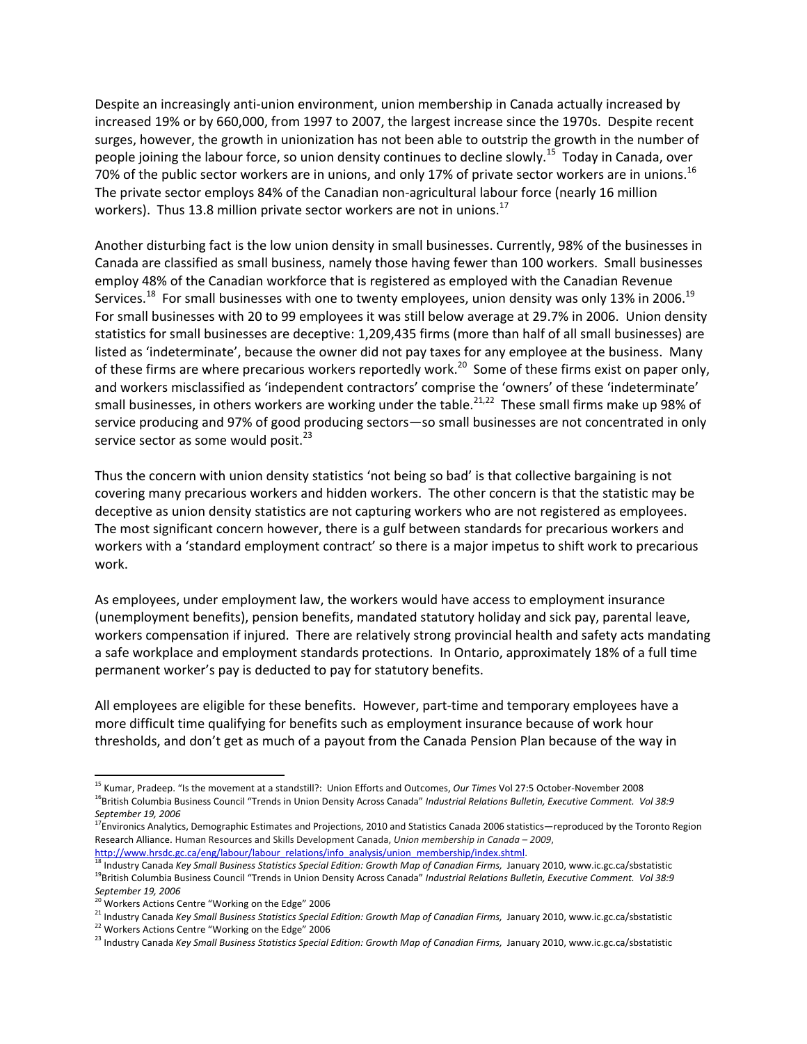Despite an increasingly anti-union environment, union membership in Canada actually increased by increased 19% or by 660,000, from 1997 to 2007, the largest increase since the 1970s. Despite recent surges, however, the growth in unionization has not been able to outstrip the growth in the number of people joining the labour force, so union density continues to decline slowly.[15] Today in Canada, over 70% of the public sector workers are in unions, and only 17% of private sector workers are in unions.[16] The private sector employs 84% of the Canadian non-agricultural labour force (nearly 16 million workers). Thus 13.8 million private sector workers are not in unions.[17]

Another disturbing fact is the low union density in small businesses. Currently, 98% of the businesses in Canada are classified as small business, namely those having fewer than 100 workers. Small businesses employ 48% of the Canadian workforce that is registered as employed with the Canadian Revenue Services.[18] For small businesses with one to twenty employees, union density was only 13% in 2006.[19] For small businesses with 20 to 99 employees it was still below average at 29.7% in 2006. Union density statistics for small businesses are deceptive: 1,209,435 firms (more than half of all small businesses) are listed as 'indeterminate', because the owner did not pay taxes for any employee at the business. Many of these firms are where precarious workers reportedly work.[20] Some of these firms exist on paper only, and workers misclassified as 'independent contractors' comprise the 'owners' of these 'indeterminate' small businesses, in others workers are working under the table.[21,22] These small firms make up 98% of service producing and 97% of good producing sectors—so small businesses are not concentrated in only service sector as some would posit.[23]

Thus the concern with union density statistics 'not being so bad' is that collective bargaining is not covering many precarious workers and hidden workers. The other concern is that the statistic may be deceptive as union density statistics are not capturing workers who are not registered as employees. The most significant concern however, there is a gulf between standards for precarious workers and workers with a 'standard employment contract' so there is a major impetus to shift work to precarious work.

As employees, under employment law, the workers would have access to employment insurance (unemployment benefits), pension benefits, mandated statutory holiday and sick pay, parental leave, workers compensation if injured. There are relatively strong provincial health and safety acts mandating a safe workplace and employment standards protections. In Ontario, approximately 18% of a full time permanent worker's pay is deducted to pay for statutory benefits.

All employees are eligible for these benefits. However, part-time and temporary employees have a more difficult time qualifying for benefits such as employment insurance because of work hour thresholds, and don't get as much of a payout from the Canada Pension Plan because of the way in

---

[15] Kumar, Pradeep. "Is the movement at a standstill?: Union Efforts and Outcomes, *Our Times* Vol 27:5 October-November 2008

[16] British Columbia Business Council "Trends in Union Density Across Canada" *Industrial Relations Bulletin, Executive Comment. Vol 38:9 September 19, 2006*

[17] Environics Analytics, Demographic Estimates and Projections, 2010 and Statistics Canada 2006 statistics—reproduced by the Toronto Region Research Alliance. Human Resources and Skills Development Canada, *Union membership in Canada – 2009*, http://www.hrsdc.gc.ca/eng/labour/labour_relations/info_analysis/union_membership/index.shtml.

[18] Industry Canada *Key Small Business Statistics Special Edition: Growth Map of Canadian Firms,* January 2010, www.ic.gc.ca/sbstatistic

[19] British Columbia Business Council "Trends in Union Density Across Canada" *Industrial Relations Bulletin, Executive Comment. Vol 38:9 September 19, 2006*

[20] Workers Actions Centre "Working on the Edge" 2006

[21] Industry Canada *Key Small Business Statistics Special Edition: Growth Map of Canadian Firms,* January 2010, www.ic.gc.ca/sbstatistic

[22] Workers Actions Centre "Working on the Edge" 2006

[23] Industry Canada *Key Small Business Statistics Special Edition: Growth Map of Canadian Firms,* January 2010, www.ic.gc.ca/sbstatistic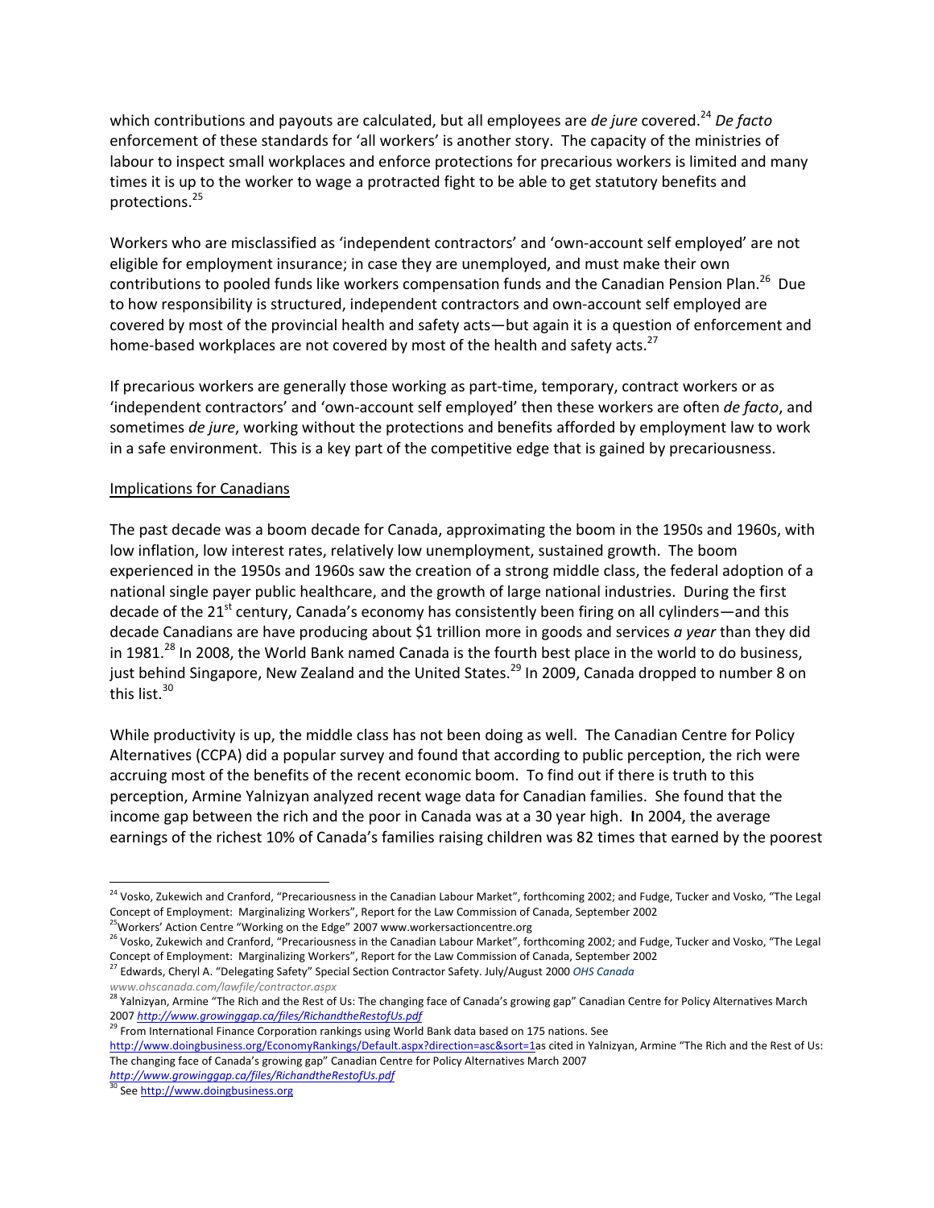which contributions and payouts are calculated, but all employees are *de jure* covered.[24] *De facto* enforcement of these standards for 'all workers' is another story. The capacity of the ministries of labour to inspect small workplaces and enforce protections for precarious workers is limited and many times it is up to the worker to wage a protracted fight to be able to get statutory benefits and protections.[25]

Workers who are misclassified as 'independent contractors' and 'own-account self employed' are not eligible for employment insurance; in case they are unemployed, and must make their own contributions to pooled funds like workers compensation funds and the Canadian Pension Plan.[26] Due to how responsibility is structured, independent contractors and own-account self employed are covered by most of the provincial health and safety acts—but again it is a question of enforcement and home-based workplaces are not covered by most of the health and safety acts.[27]

If precarious workers are generally those working as part-time, temporary, contract workers or as 'independent contractors' and 'own-account self employed' then these workers are often *de facto*, and sometimes *de jure*, working without the protections and benefits afforded by employment law to work in a safe environment. This is a key part of the competitive edge that is gained by precariousness.

<u>Implications for Canadians</u>

The past decade was a boom decade for Canada, approximating the boom in the 1950s and 1960s, with low inflation, low interest rates, relatively low unemployment, sustained growth. The boom experienced in the 1950s and 1960s saw the creation of a strong middle class, the federal adoption of a national single payer public healthcare, and the growth of large national industries. During the first decade of the 21st century, Canada's economy has consistently been firing on all cylinders—and this decade Canadians are have producing about $1 trillion more in goods and services *a year* than they did in 1981.[28] In 2008, the World Bank named Canada is the fourth best place in the world to do business, just behind Singapore, New Zealand and the United States.[29] In 2009, Canada dropped to number 8 on this list.[30]

While productivity is up, the middle class has not been doing as well. The Canadian Centre for Policy Alternatives (CCPA) did a popular survey and found that according to public perception, the rich were accruing most of the benefits of the recent economic boom. To find out if there is truth to this perception, Armine Yalnizyan analyzed recent wage data for Canadian families. She found that the income gap between the rich and the poor in Canada was at a 30 year high. **I**n 2004, the average earnings of the richest 10% of Canada's families raising children was 82 times that earned by the poorest

---

[24] Vosko, Zukewich and Cranford, "Precariousness in the Canadian Labour Market", forthcoming 2002; and Fudge, Tucker and Vosko, "The Legal Concept of Employment: Marginalizing Workers", Report for the Law Commission of Canada, September 2002

[25] Workers' Action Centre "Working on the Edge" 2007 www.workersactioncentre.org

[26] Vosko, Zukewich and Cranford, "Precariousness in the Canadian Labour Market", forthcoming 2002; and Fudge, Tucker and Vosko, "The Legal Concept of Employment: Marginalizing Workers", Report for the Law Commission of Canada, September 2002

[27] Edwards, Cheryl A. "Delegating Safety" Special Section Contractor Safety. July/August 2000 *OHS Canada www.ohscanada.com/lawfile/contractor.aspx*

[28] Yalnizyan, Armine "The Rich and the Rest of Us: The changing face of Canada's growing gap" Canadian Centre for Policy Alternatives March 2007 *http://www.growinggap.ca/files/RichandtheRestofUs.pdf*

[29] From International Finance Corporation rankings using World Bank data based on 175 nations. See http://www.doingbusiness.org/EconomyRankings/Default.aspx?direction=asc&sort=1as cited in Yalnizyan, Armine "The Rich and the Rest of Us: The changing face of Canada's growing gap" Canadian Centre for Policy Alternatives March 2007 *http://www.growinggap.ca/files/RichandtheRestofUs.pdf*

[30] See http://www.doingbusiness.org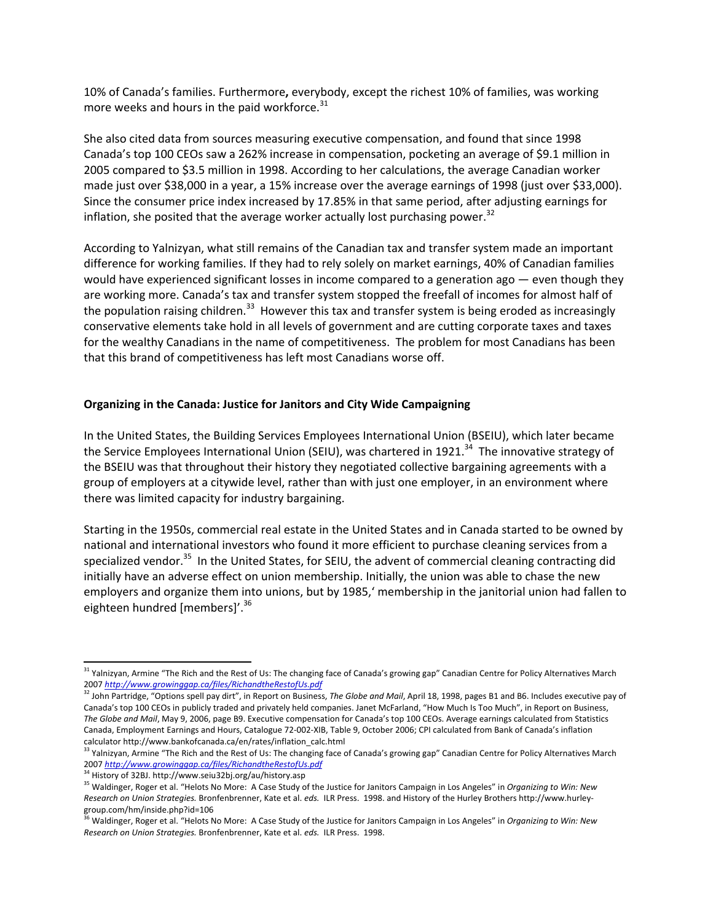10% of Canada's families. Furthermore**,** everybody, except the richest 10% of families, was working more weeks and hours in the paid workforce.[31]

She also cited data from sources measuring executive compensation, and found that since 1998 Canada's top 100 CEOs saw a 262% increase in compensation, pocketing an average of $9.1 million in 2005 compared to $3.5 million in 1998. According to her calculations, the average Canadian worker made just over $38,000 in a year, a 15% increase over the average earnings of 1998 (just over $33,000). Since the consumer price index increased by 17.85% in that same period, after adjusting earnings for inflation, she posited that the average worker actually lost purchasing power.[32]

According to Yalnizyan, what still remains of the Canadian tax and transfer system made an important difference for working families. If they had to rely solely on market earnings, 40% of Canadian families would have experienced significant losses in income compared to a generation ago — even though they are working more. Canada's tax and transfer system stopped the freefall of incomes for almost half of the population raising children.[33] However this tax and transfer system is being eroded as increasingly conservative elements take hold in all levels of government and are cutting corporate taxes and taxes for the wealthy Canadians in the name of competitiveness. The problem for most Canadians has been that this brand of competitiveness has left most Canadians worse off.

**Organizing in the Canada: Justice for Janitors and City Wide Campaigning**

In the United States, the Building Services Employees International Union (BSEIU), which later became the Service Employees International Union (SEIU), was chartered in 1921.[34] The innovative strategy of the BSEIU was that throughout their history they negotiated collective bargaining agreements with a group of employers at a citywide level, rather than with just one employer, in an environment where there was limited capacity for industry bargaining.

Starting in the 1950s, commercial real estate in the United States and in Canada started to be owned by national and international investors who found it more efficient to purchase cleaning services from a specialized vendor.[35] In the United States, for SEIU, the advent of commercial cleaning contracting did initially have an adverse effect on union membership. Initially, the union was able to chase the new employers and organize them into unions, but by 1985,' membership in the janitorial union had fallen to eighteen hundred [members]'.[36]

---

[31] Yalnizyan, Armine "The Rich and the Rest of Us: The changing face of Canada's growing gap" Canadian Centre for Policy Alternatives March 2007 *http://www.growinggap.ca/files/RichandtheRestofUs.pdf*

[32] John Partridge, "Options spell pay dirt", in Report on Business, *The Globe and Mail*, April 18, 1998, pages B1 and B6. Includes executive pay of Canada's top 100 CEOs in publicly traded and privately held companies. Janet McFarland, "How Much Is Too Much", in Report on Business, *The Globe and Mail*, May 9, 2006, page B9. Executive compensation for Canada's top 100 CEOs. Average earnings calculated from Statistics Canada, Employment Earnings and Hours, Catalogue 72-002-XIB, Table 9, October 2006; CPI calculated from Bank of Canada's inflation calculator http://www.bankofcanada.ca/en/rates/inflation_calc.html

[33] Yalnizyan, Armine "The Rich and the Rest of Us: The changing face of Canada's growing gap" Canadian Centre for Policy Alternatives March 2007 *http://www.growinggap.ca/files/RichandtheRestofUs.pdf*

[34] History of 32BJ. http://www.seiu32bj.org/au/history.asp

[35] Waldinger, Roger et al. "Helots No More: A Case Study of the Justice for Janitors Campaign in Los Angeles" in *Organizing to Win: New Research on Union Strategies.* Bronfenbrenner, Kate et al. *eds.* ILR Press. 1998. and History of the Hurley Brothers http://www.hurley-group.com/hm/inside.php?id=106

[36] Waldinger, Roger et al. "Helots No More: A Case Study of the Justice for Janitors Campaign in Los Angeles" in *Organizing to Win: New Research on Union Strategies.* Bronfenbrenner, Kate et al. *eds.* ILR Press. 1998.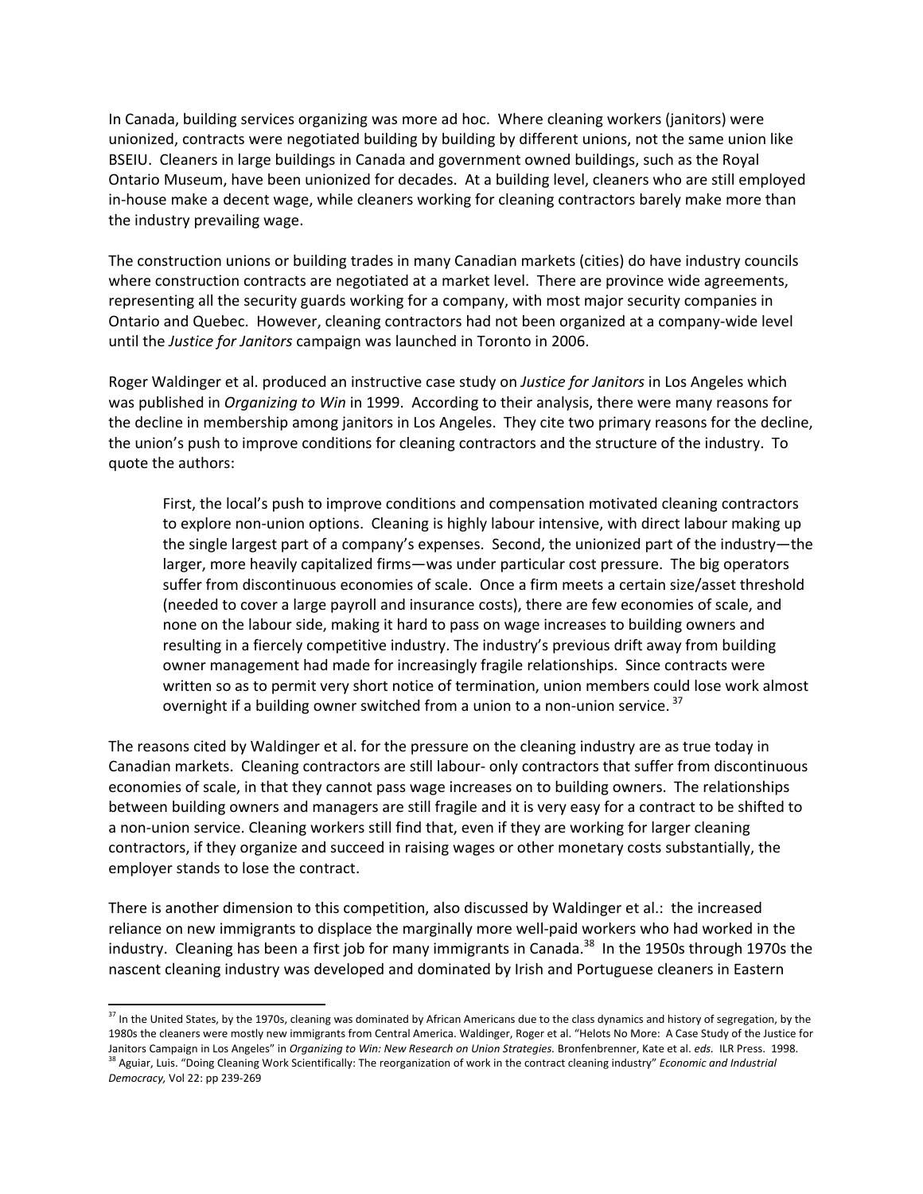In Canada, building services organizing was more ad hoc. Where cleaning workers (janitors) were unionized, contracts were negotiated building by building by different unions, not the same union like BSEIU. Cleaners in large buildings in Canada and government owned buildings, such as the Royal Ontario Museum, have been unionized for decades. At a building level, cleaners who are still employed in-house make a decent wage, while cleaners working for cleaning contractors barely make more than the industry prevailing wage.

The construction unions or building trades in many Canadian markets (cities) do have industry councils where construction contracts are negotiated at a market level. There are province wide agreements, representing all the security guards working for a company, with most major security companies in Ontario and Quebec. However, cleaning contractors had not been organized at a company-wide level until the *Justice for Janitors* campaign was launched in Toronto in 2006.

Roger Waldinger et al. produced an instructive case study on *Justice for Janitors* in Los Angeles which was published in *Organizing to Win* in 1999. According to their analysis, there were many reasons for the decline in membership among janitors in Los Angeles. They cite two primary reasons for the decline, the union's push to improve conditions for cleaning contractors and the structure of the industry. To quote the authors:

> First, the local's push to improve conditions and compensation motivated cleaning contractors to explore non-union options. Cleaning is highly labour intensive, with direct labour making up the single largest part of a company's expenses. Second, the unionized part of the industry—the larger, more heavily capitalized firms—was under particular cost pressure. The big operators suffer from discontinuous economies of scale. Once a firm meets a certain size/asset threshold (needed to cover a large payroll and insurance costs), there are few economies of scale, and none on the labour side, making it hard to pass on wage increases to building owners and resulting in a fiercely competitive industry. The industry's previous drift away from building owner management had made for increasingly fragile relationships. Since contracts were written so as to permit very short notice of termination, union members could lose work almost overnight if a building owner switched from a union to a non-union service. [37]

The reasons cited by Waldinger et al. for the pressure on the cleaning industry are as true today in Canadian markets. Cleaning contractors are still labour- only contractors that suffer from discontinuous economies of scale, in that they cannot pass wage increases on to building owners. The relationships between building owners and managers are still fragile and it is very easy for a contract to be shifted to a non-union service. Cleaning workers still find that, even if they are working for larger cleaning contractors, if they organize and succeed in raising wages or other monetary costs substantially, the employer stands to lose the contract.

There is another dimension to this competition, also discussed by Waldinger et al.: the increased reliance on new immigrants to displace the marginally more well-paid workers who had worked in the industry. Cleaning has been a first job for many immigrants in Canada.[38] In the 1950s through 1970s the nascent cleaning industry was developed and dominated by Irish and Portuguese cleaners in Eastern

---

[37] In the United States, by the 1970s, cleaning was dominated by African Americans due to the class dynamics and history of segregation, by the 1980s the cleaners were mostly new immigrants from Central America. Waldinger, Roger et al. "Helots No More: A Case Study of the Justice for Janitors Campaign in Los Angeles" in *Organizing to Win: New Research on Union Strategies.* Bronfenbrenner, Kate et al. *eds.* ILR Press. 1998.

[38] Aguiar, Luis. "Doing Cleaning Work Scientifically: The reorganization of work in the contract cleaning industry" *Economic and Industrial Democracy,* Vol 22: pp 239-269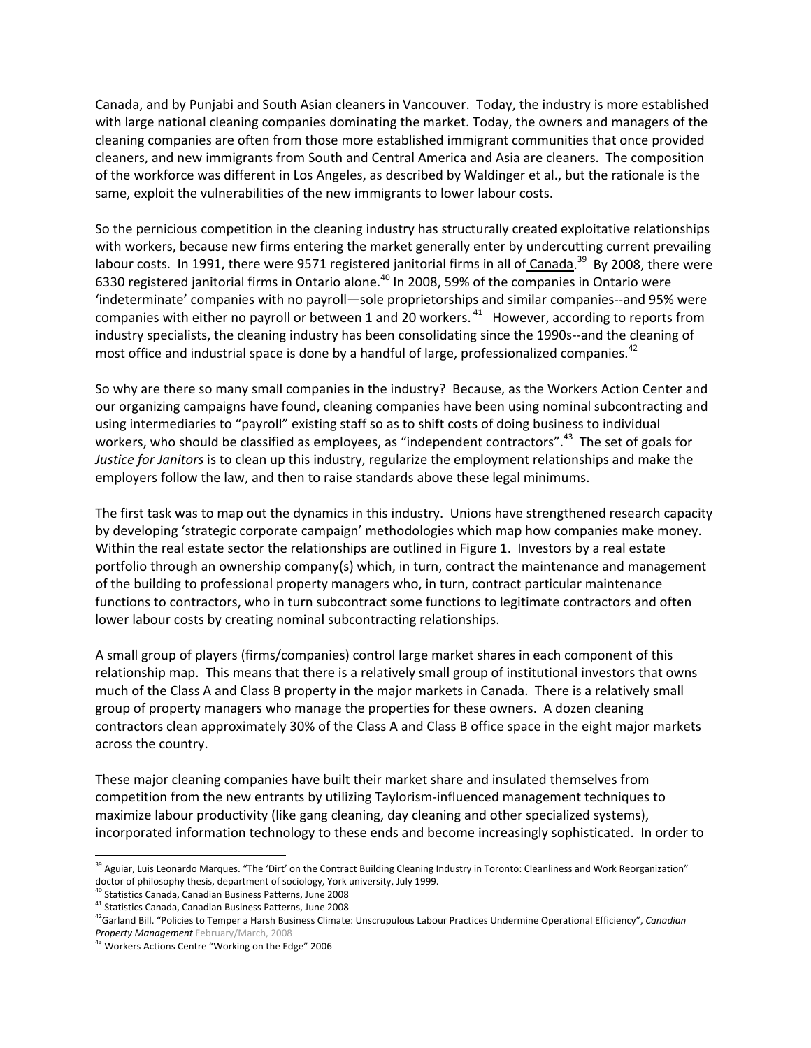Canada, and by Punjabi and South Asian cleaners in Vancouver. Today, the industry is more established with large national cleaning companies dominating the market. Today, the owners and managers of the cleaning companies are often from those more established immigrant communities that once provided cleaners, and new immigrants from South and Central America and Asia are cleaners. The composition of the workforce was different in Los Angeles, as described by Waldinger et al., but the rationale is the same, exploit the vulnerabilities of the new immigrants to lower labour costs.

So the pernicious competition in the cleaning industry has structurally created exploitative relationships with workers, because new firms entering the market generally enter by undercutting current prevailing labour costs. In 1991, there were 9571 registered janitorial firms in all of Canada.[39] By 2008, there were 6330 registered janitorial firms in Ontario alone.[40] In 2008, 59% of the companies in Ontario were 'indeterminate' companies with no payroll—sole proprietorships and similar companies--and 95% were companies with either no payroll or between 1 and 20 workers.[41] However, according to reports from industry specialists, the cleaning industry has been consolidating since the 1990s--and the cleaning of most office and industrial space is done by a handful of large, professionalized companies.[42]

So why are there so many small companies in the industry? Because, as the Workers Action Center and our organizing campaigns have found, cleaning companies have been using nominal subcontracting and using intermediaries to "payroll" existing staff so as to shift costs of doing business to individual workers, who should be classified as employees, as "independent contractors".[43] The set of goals for *Justice for Janitors* is to clean up this industry, regularize the employment relationships and make the employers follow the law, and then to raise standards above these legal minimums.

The first task was to map out the dynamics in this industry. Unions have strengthened research capacity by developing 'strategic corporate campaign' methodologies which map how companies make money. Within the real estate sector the relationships are outlined in Figure 1. Investors by a real estate portfolio through an ownership company(s) which, in turn, contract the maintenance and management of the building to professional property managers who, in turn, contract particular maintenance functions to contractors, who in turn subcontract some functions to legitimate contractors and often lower labour costs by creating nominal subcontracting relationships.

A small group of players (firms/companies) control large market shares in each component of this relationship map. This means that there is a relatively small group of institutional investors that owns much of the Class A and Class B property in the major markets in Canada. There is a relatively small group of property managers who manage the properties for these owners. A dozen cleaning contractors clean approximately 30% of the Class A and Class B office space in the eight major markets across the country.

These major cleaning companies have built their market share and insulated themselves from competition from the new entrants by utilizing Taylorism-influenced management techniques to maximize labour productivity (like gang cleaning, day cleaning and other specialized systems), incorporated information technology to these ends and become increasingly sophisticated. In order to

---

[39] Aguiar, Luis Leonardo Marques. "The 'Dirt' on the Contract Building Cleaning Industry in Toronto: Cleanliness and Work Reorganization" doctor of philosophy thesis, department of sociology, York university, July 1999.

[40] Statistics Canada, Canadian Business Patterns, June 2008

[41] Statistics Canada, Canadian Business Patterns, June 2008

[42] Garland Bill. "Policies to Temper a Harsh Business Climate: Unscrupulous Labour Practices Undermine Operational Efficiency", *Canadian Property Management* February/March, 2008

[43] Workers Actions Centre "Working on the Edge" 2006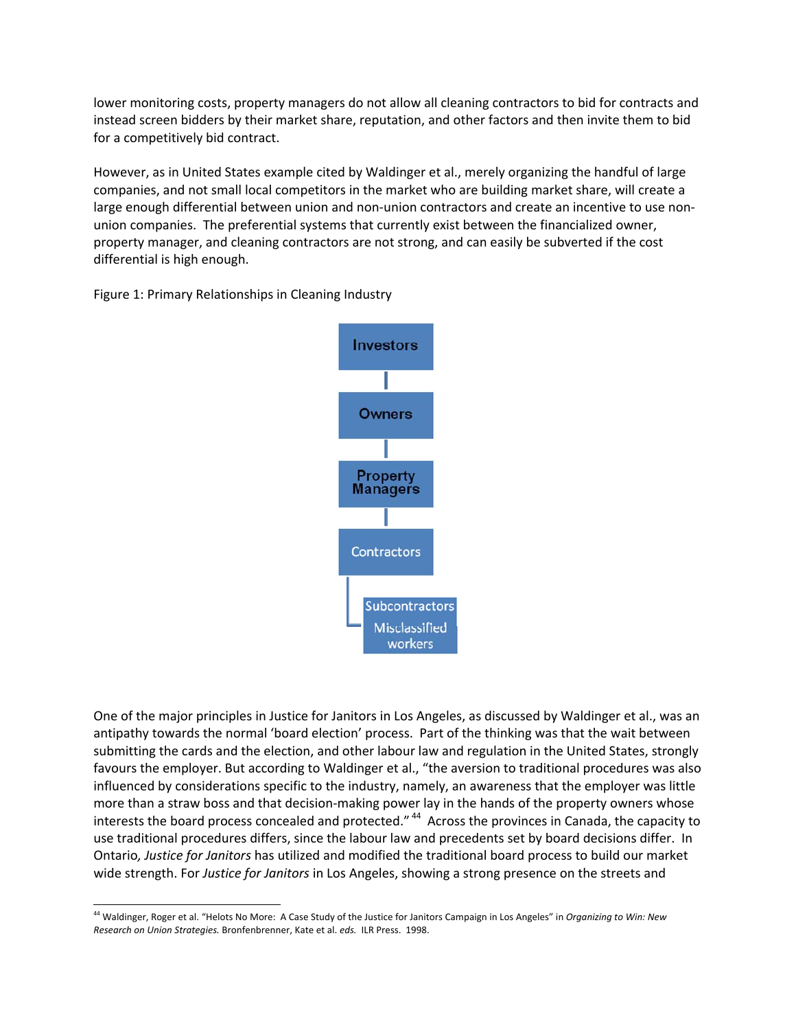lower monitoring costs, property managers do not allow all cleaning contractors to bid for contracts and instead screen bidders by their market share, reputation, and other factors and then invite them to bid for a competitively bid contract.

However, as in United States example cited by Waldinger et al., merely organizing the handful of large companies, and not small local competitors in the market who are building market share, will create a large enough differential between union and non-union contractors and create an incentive to use non-union companies. The preferential systems that currently exist between the financialized owner, property manager, and cleaning contractors are not strong, and can easily be subverted if the cost differential is high enough.

Figure 1: Primary Relationships in Cleaning Industry

Investors

Owners

Property Managers

Contractors

Subcontractors Misclassified workers

One of the major principles in Justice for Janitors in Los Angeles, as discussed by Waldinger et al., was an antipathy towards the normal 'board election' process. Part of the thinking was that the wait between submitting the cards and the election, and other labour law and regulation in the United States, strongly favours the employer. But according to Waldinger et al., "the aversion to traditional procedures was also influenced by considerations specific to the industry, namely, an awareness that the employer was little more than a straw boss and that decision-making power lay in the hands of the property owners whose interests the board process concealed and protected." [44] Across the provinces in Canada, the capacity to use traditional procedures differs, since the labour law and precedents set by board decisions differ. In Ontario, *Justice for Janitors* has utilized and modified the traditional board process to build our market wide strength. For *Justice for Janitors* in Los Angeles, showing a strong presence on the streets and

[44] Waldinger, Roger et al. "Helots No More: A Case Study of the Justice for Janitors Campaign in Los Angeles" in *Organizing to Win: New Research on Union Strategies.* Bronfenbrenner, Kate et al. *eds.* ILR Press. 1998.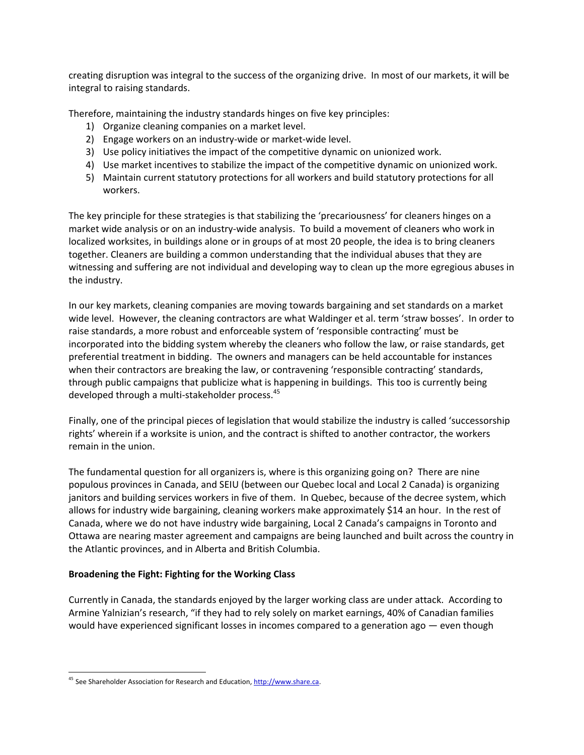creating disruption was integral to the success of the organizing drive. In most of our markets, it will be integral to raising standards.

Therefore, maintaining the industry standards hinges on five key principles:

1) Organize cleaning companies on a market level.
2) Engage workers on an industry-wide or market-wide level.
3) Use policy initiatives the impact of the competitive dynamic on unionized work.
4) Use market incentives to stabilize the impact of the competitive dynamic on unionized work.
5) Maintain current statutory protections for all workers and build statutory protections for all workers.

The key principle for these strategies is that stabilizing the 'precariousness' for cleaners hinges on a market wide analysis or on an industry-wide analysis. To build a movement of cleaners who work in localized worksites, in buildings alone or in groups of at most 20 people, the idea is to bring cleaners together. Cleaners are building a common understanding that the individual abuses that they are witnessing and suffering are not individual and developing way to clean up the more egregious abuses in the industry.

In our key markets, cleaning companies are moving towards bargaining and set standards on a market wide level. However, the cleaning contractors are what Waldinger et al. term 'straw bosses'. In order to raise standards, a more robust and enforceable system of 'responsible contracting' must be incorporated into the bidding system whereby the cleaners who follow the law, or raise standards, get preferential treatment in bidding. The owners and managers can be held accountable for instances when their contractors are breaking the law, or contravening 'responsible contracting' standards, through public campaigns that publicize what is happening in buildings. This too is currently being developed through a multi-stakeholder process.[45]

Finally, one of the principal pieces of legislation that would stabilize the industry is called 'successorship rights' wherein if a worksite is union, and the contract is shifted to another contractor, the workers remain in the union.

The fundamental question for all organizers is, where is this organizing going on? There are nine populous provinces in Canada, and SEIU (between our Quebec local and Local 2 Canada) is organizing janitors and building services workers in five of them. In Quebec, because of the decree system, which allows for industry wide bargaining, cleaning workers make approximately $14 an hour. In the rest of Canada, where we do not have industry wide bargaining, Local 2 Canada's campaigns in Toronto and Ottawa are nearing master agreement and campaigns are being launched and built across the country in the Atlantic provinces, and in Alberta and British Columbia.

**Broadening the Fight: Fighting for the Working Class**

Currently in Canada, the standards enjoyed by the larger working class are under attack. According to Armine Yalnizian's research, "if they had to rely solely on market earnings, 40% of Canadian families would have experienced significant losses in incomes compared to a generation ago — even though

---

[45] See Shareholder Association for Research and Education, http://www.share.ca.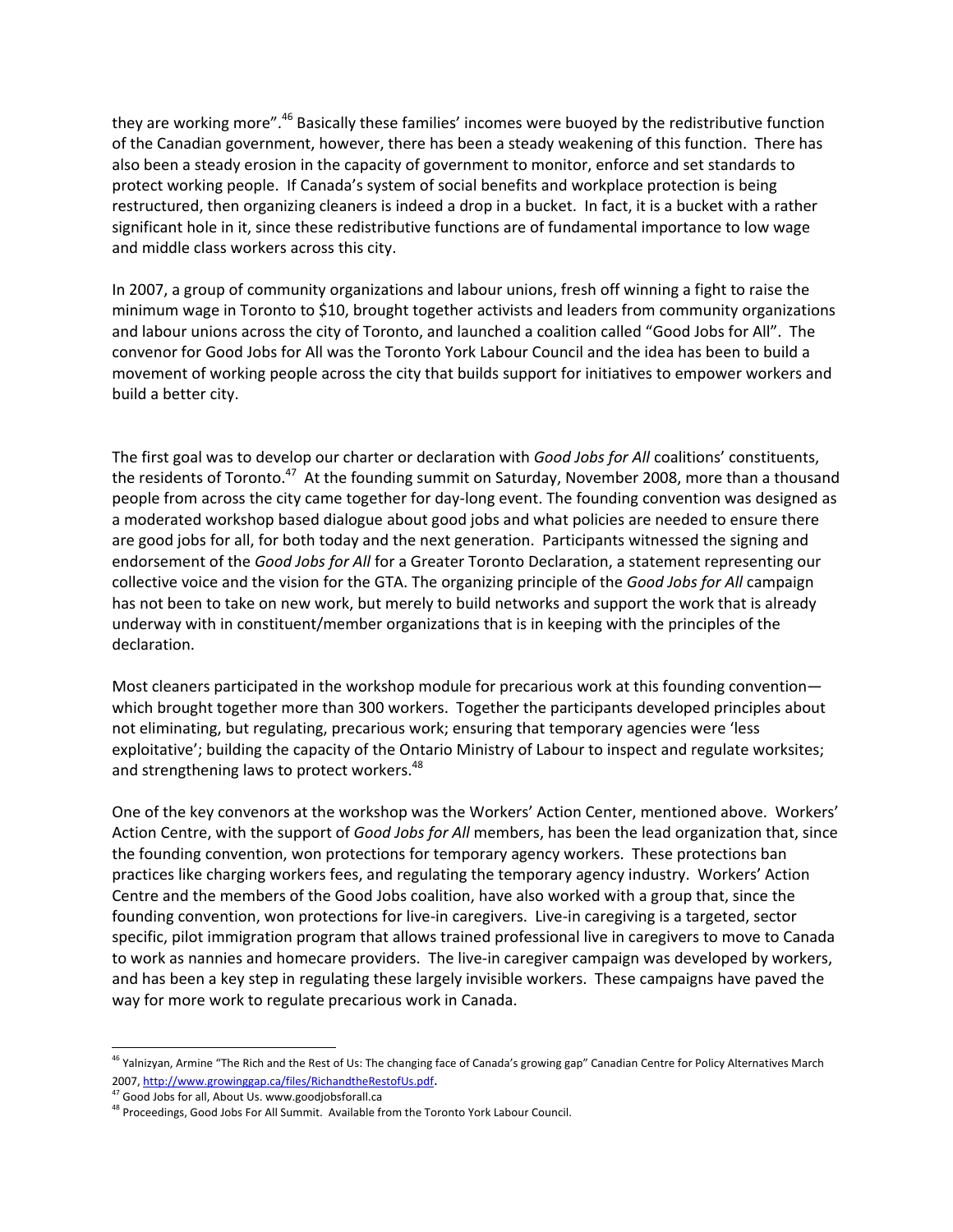they are working more".[46] Basically these families' incomes were buoyed by the redistributive function of the Canadian government, however, there has been a steady weakening of this function. There has also been a steady erosion in the capacity of government to monitor, enforce and set standards to protect working people. If Canada's system of social benefits and workplace protection is being restructured, then organizing cleaners is indeed a drop in a bucket. In fact, it is a bucket with a rather significant hole in it, since these redistributive functions are of fundamental importance to low wage and middle class workers across this city.

In 2007, a group of community organizations and labour unions, fresh off winning a fight to raise the minimum wage in Toronto to $10, brought together activists and leaders from community organizations and labour unions across the city of Toronto, and launched a coalition called "Good Jobs for All". The convenor for Good Jobs for All was the Toronto York Labour Council and the idea has been to build a movement of working people across the city that builds support for initiatives to empower workers and build a better city.

The first goal was to develop our charter or declaration with *Good Jobs for All* coalitions' constituents, the residents of Toronto.[47] At the founding summit on Saturday, November 2008, more than a thousand people from across the city came together for day-long event. The founding convention was designed as a moderated workshop based dialogue about good jobs and what policies are needed to ensure there are good jobs for all, for both today and the next generation. Participants witnessed the signing and endorsement of the *Good Jobs for All* for a Greater Toronto Declaration, a statement representing our collective voice and the vision for the GTA. The organizing principle of the *Good Jobs for All* campaign has not been to take on new work, but merely to build networks and support the work that is already underway with in constituent/member organizations that is in keeping with the principles of the declaration.

Most cleaners participated in the workshop module for precarious work at this founding convention—which brought together more than 300 workers. Together the participants developed principles about not eliminating, but regulating, precarious work; ensuring that temporary agencies were 'less exploitative'; building the capacity of the Ontario Ministry of Labour to inspect and regulate worksites; and strengthening laws to protect workers.[48]

One of the key convenors at the workshop was the Workers' Action Center, mentioned above. Workers' Action Centre, with the support of *Good Jobs for All* members, has been the lead organization that, since the founding convention, won protections for temporary agency workers. These protections ban practices like charging workers fees, and regulating the temporary agency industry. Workers' Action Centre and the members of the Good Jobs coalition, have also worked with a group that, since the founding convention, won protections for live-in caregivers. Live-in caregiving is a targeted, sector specific, pilot immigration program that allows trained professional live in caregivers to move to Canada to work as nannies and homecare providers. The live-in caregiver campaign was developed by workers, and has been a key step in regulating these largely invisible workers. These campaigns have paved the way for more work to regulate precarious work in Canada.

---

[46] Yalnizyan, Armine "The Rich and the Rest of Us: The changing face of Canada's growing gap" Canadian Centre for Policy Alternatives March 2007, http://www.growinggap.ca/files/RichandtheRestofUs.pdf.

[47] Good Jobs for all, About Us. www.goodjobsforall.ca

[48] Proceedings, Good Jobs For All Summit. Available from the Toronto York Labour Council.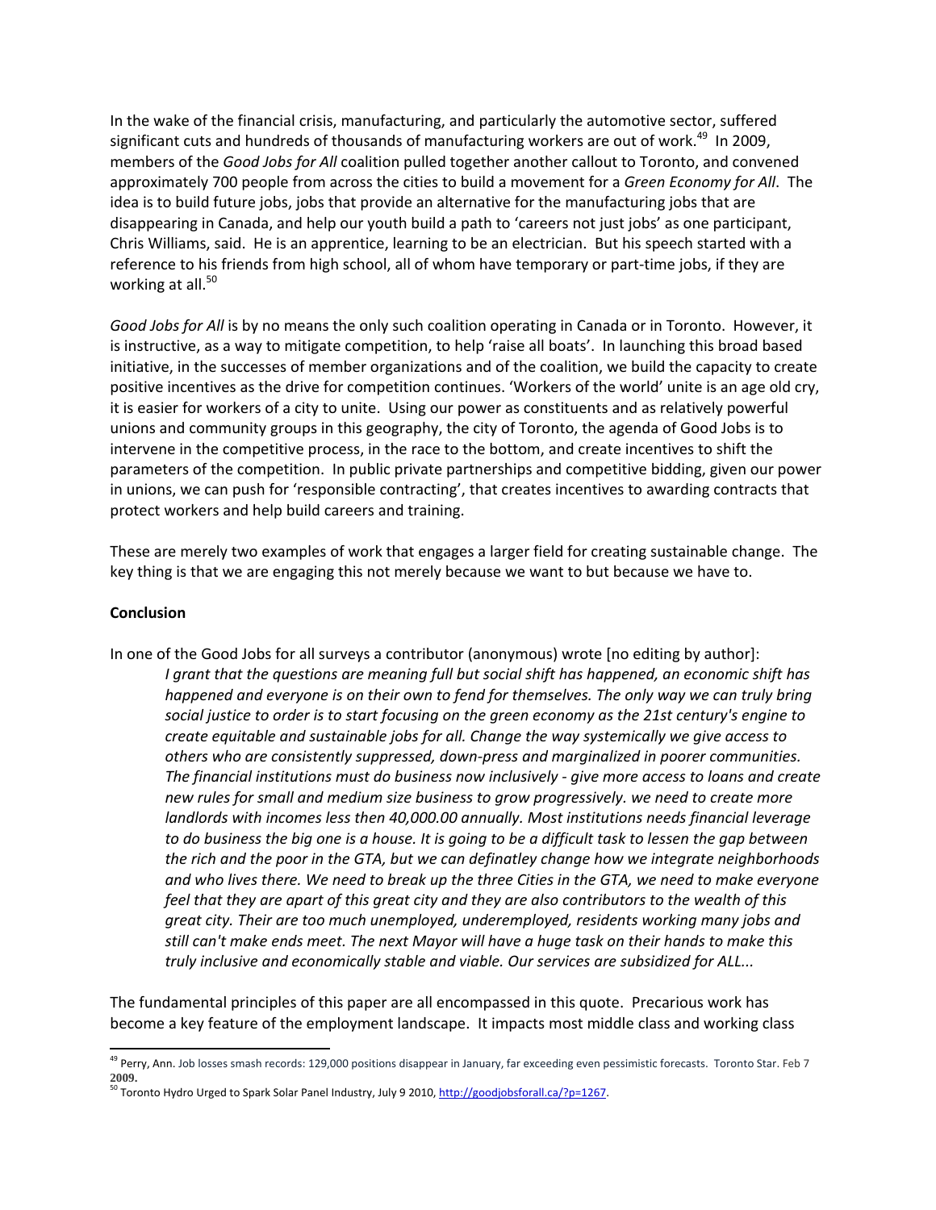In the wake of the financial crisis, manufacturing, and particularly the automotive sector, suffered significant cuts and hundreds of thousands of manufacturing workers are out of work.[49] In 2009, members of the *Good Jobs for All* coalition pulled together another callout to Toronto, and convened approximately 700 people from across the cities to build a movement for a *Green Economy for All*. The idea is to build future jobs, jobs that provide an alternative for the manufacturing jobs that are disappearing in Canada, and help our youth build a path to 'careers not just jobs' as one participant, Chris Williams, said. He is an apprentice, learning to be an electrician. But his speech started with a reference to his friends from high school, all of whom have temporary or part-time jobs, if they are working at all.[50]

*Good Jobs for All* is by no means the only such coalition operating in Canada or in Toronto. However, it is instructive, as a way to mitigate competition, to help 'raise all boats'. In launching this broad based initiative, in the successes of member organizations and of the coalition, we build the capacity to create positive incentives as the drive for competition continues. 'Workers of the world' unite is an age old cry, it is easier for workers of a city to unite. Using our power as constituents and as relatively powerful unions and community groups in this geography, the city of Toronto, the agenda of Good Jobs is to intervene in the competitive process, in the race to the bottom, and create incentives to shift the parameters of the competition. In public private partnerships and competitive bidding, given our power in unions, we can push for 'responsible contracting', that creates incentives to awarding contracts that protect workers and help build careers and training.

These are merely two examples of work that engages a larger field for creating sustainable change. The key thing is that we are engaging this not merely because we want to but because we have to.

**Conclusion**

In one of the Good Jobs for all surveys a contributor (anonymous) wrote [no editing by author]:

> *I grant that the questions are meaning full but social shift has happened, an economic shift has happened and everyone is on their own to fend for themselves. The only way we can truly bring social justice to order is to start focusing on the green economy as the 21st century's engine to create equitable and sustainable jobs for all. Change the way systemically we give access to others who are consistently suppressed, down-press and marginalized in poorer communities. The financial institutions must do business now inclusively - give more access to loans and create new rules for small and medium size business to grow progressively. we need to create more landlords with incomes less then 40,000.00 annually. Most institutions needs financial leverage to do business the big one is a house. It is going to be a difficult task to lessen the gap between the rich and the poor in the GTA, but we can definatley change how we integrate neighborhoods and who lives there. We need to break up the three Cities in the GTA, we need to make everyone feel that they are apart of this great city and they are also contributors to the wealth of this great city. Their are too much unemployed, underemployed, residents working many jobs and still can't make ends meet. The next Mayor will have a huge task on their hands to make this truly inclusive and economically stable and viable. Our services are subsidized for ALL...*

The fundamental principles of this paper are all encompassed in this quote. Precarious work has become a key feature of the employment landscape. It impacts most middle class and working class

---

[49] Perry, Ann. Job losses smash records: 129,000 positions disappear in January, far exceeding even pessimistic forecasts. Toronto Star. Feb 7 **2009.**

[50] Toronto Hydro Urged to Spark Solar Panel Industry, July 9 2010, http://goodjobsforall.ca/?p=1267.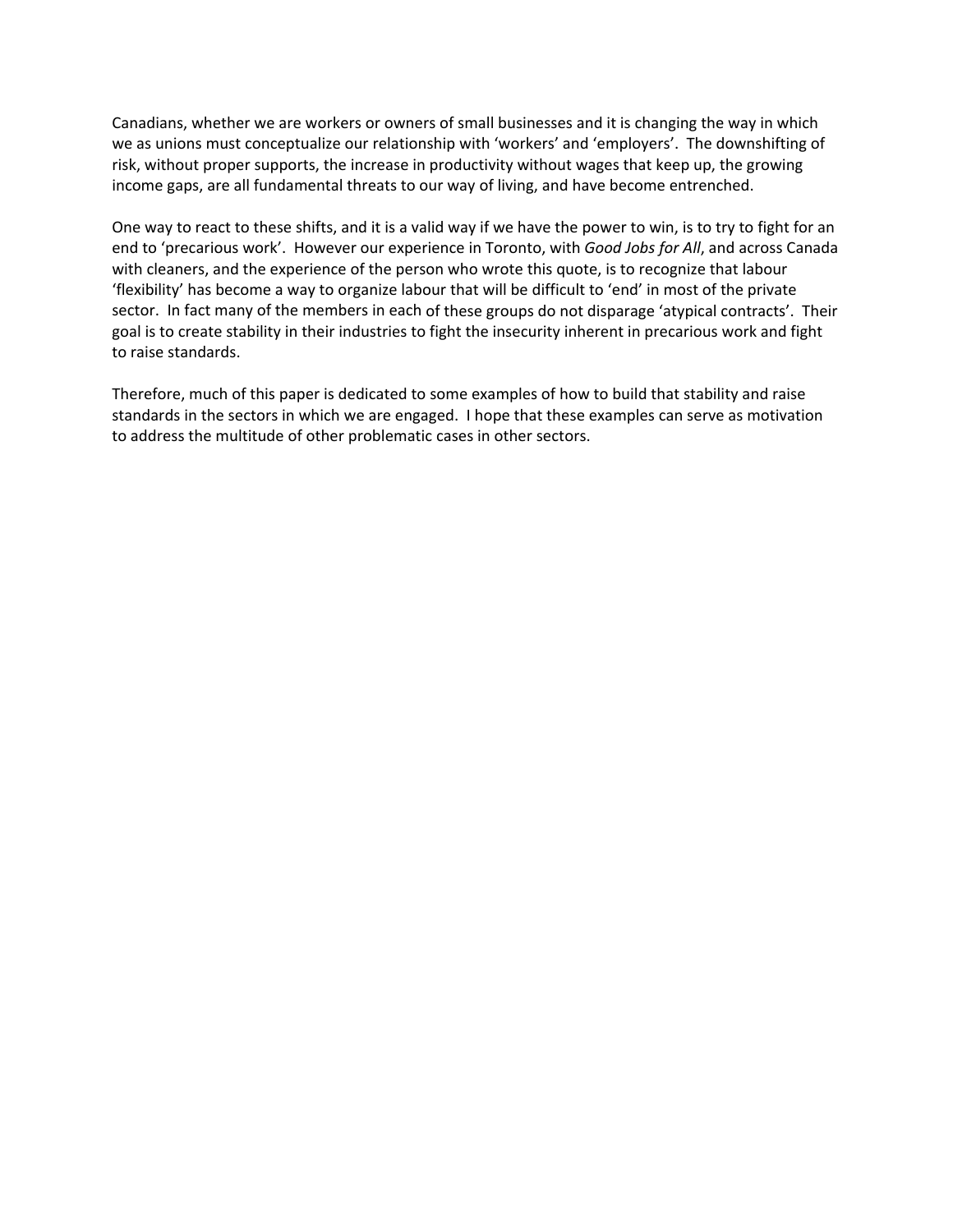Canadians, whether we are workers or owners of small businesses and it is changing the way in which we as unions must conceptualize our relationship with 'workers' and 'employers'. The downshifting of risk, without proper supports, the increase in productivity without wages that keep up, the growing income gaps, are all fundamental threats to our way of living, and have become entrenched.

One way to react to these shifts, and it is a valid way if we have the power to win, is to try to fight for an end to 'precarious work'. However our experience in Toronto, with *Good Jobs for All*, and across Canada with cleaners, and the experience of the person who wrote this quote, is to recognize that labour 'flexibility' has become a way to organize labour that will be difficult to 'end' in most of the private sector. In fact many of the members in each of these groups do not disparage 'atypical contracts'. Their goal is to create stability in their industries to fight the insecurity inherent in precarious work and fight to raise standards.

Therefore, much of this paper is dedicated to some examples of how to build that stability and raise standards in the sectors in which we are engaged. I hope that these examples can serve as motivation to address the multitude of other problematic cases in other sectors.